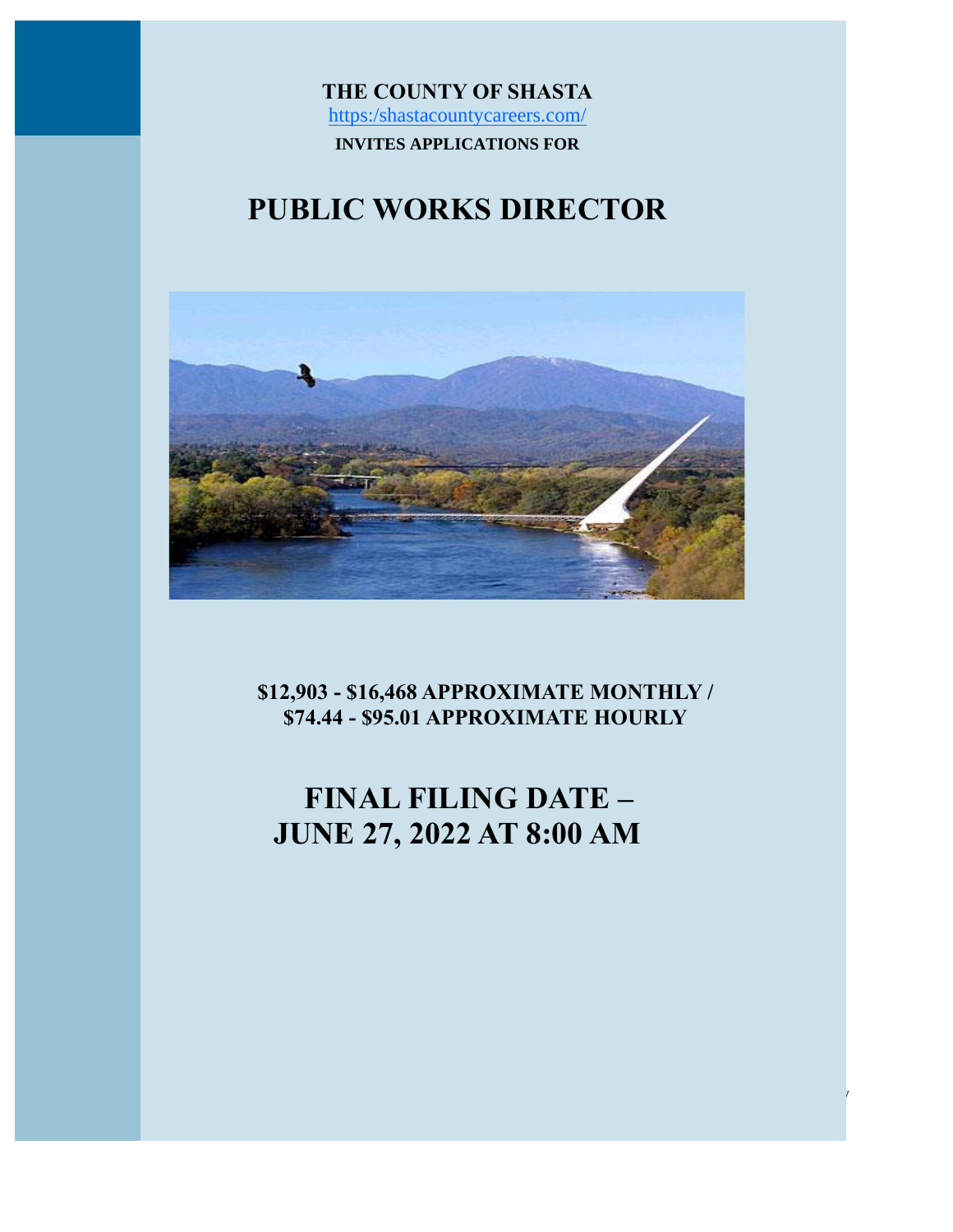**THE COUNTY OF SHASTA**

https:/shastacountycareers.com/

**INVITES APPLICATIONS FOR**

# PUBLIC WORKS DIRECTOR

**$12,903 - $16,468 APPROXIMATE MONTHLY /**
**$74.44 - $95.01 APPROXIMATE HOURLY**

## FINAL FILING DATE – JUNE 27, 2022 AT 8:00 AM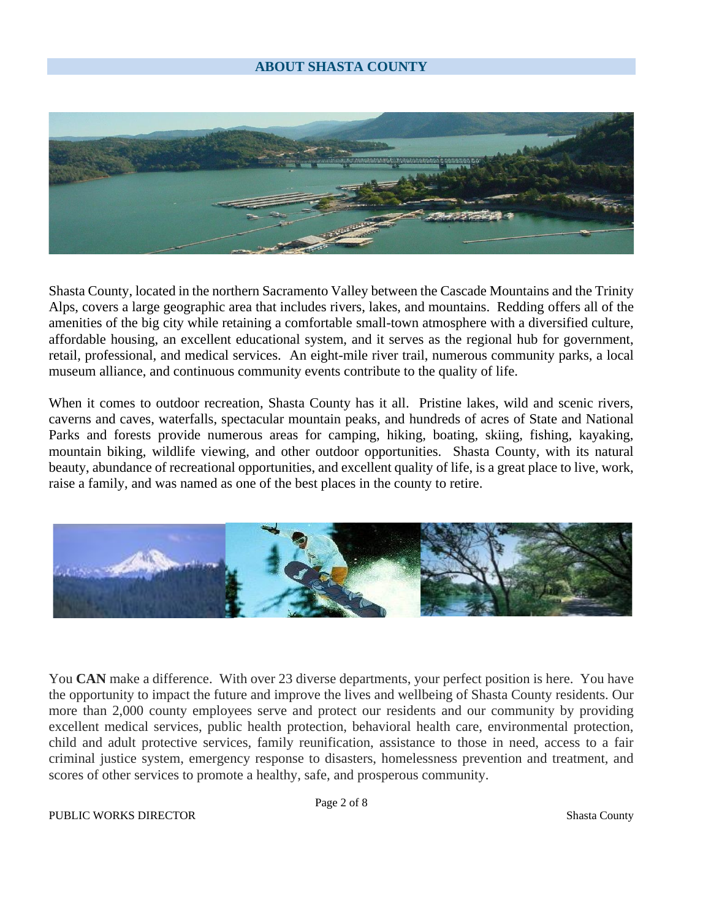## ABOUT SHASTA COUNTY

Shasta County, located in the northern Sacramento Valley between the Cascade Mountains and the Trinity Alps, covers a large geographic area that includes rivers, lakes, and mountains. Redding offers all of the amenities of the big city while retaining a comfortable small-town atmosphere with a diversified culture, affordable housing, an excellent educational system, and it serves as the regional hub for government, retail, professional, and medical services. An eight-mile river trail, numerous community parks, a local museum alliance, and continuous community events contribute to the quality of life.

When it comes to outdoor recreation, Shasta County has it all. Pristine lakes, wild and scenic rivers, caverns and caves, waterfalls, spectacular mountain peaks, and hundreds of acres of State and National Parks and forests provide numerous areas for camping, hiking, boating, skiing, fishing, kayaking, mountain biking, wildlife viewing, and other outdoor opportunities. Shasta County, with its natural beauty, abundance of recreational opportunities, and excellent quality of life, is a great place to live, work, raise a family, and was named as one of the best places in the county to retire.

You **CAN** make a difference. With over 23 diverse departments, your perfect position is here. You have the opportunity to impact the future and improve the lives and wellbeing of Shasta County residents. Our more than 2,000 county employees serve and protect our residents and our community by providing excellent medical services, public health protection, behavioral health care, environmental protection, child and adult protective services, family reunification, assistance to those in need, access to a fair criminal justice system, emergency response to disasters, homelessness prevention and treatment, and scores of other services to promote a healthy, safe, and prosperous community.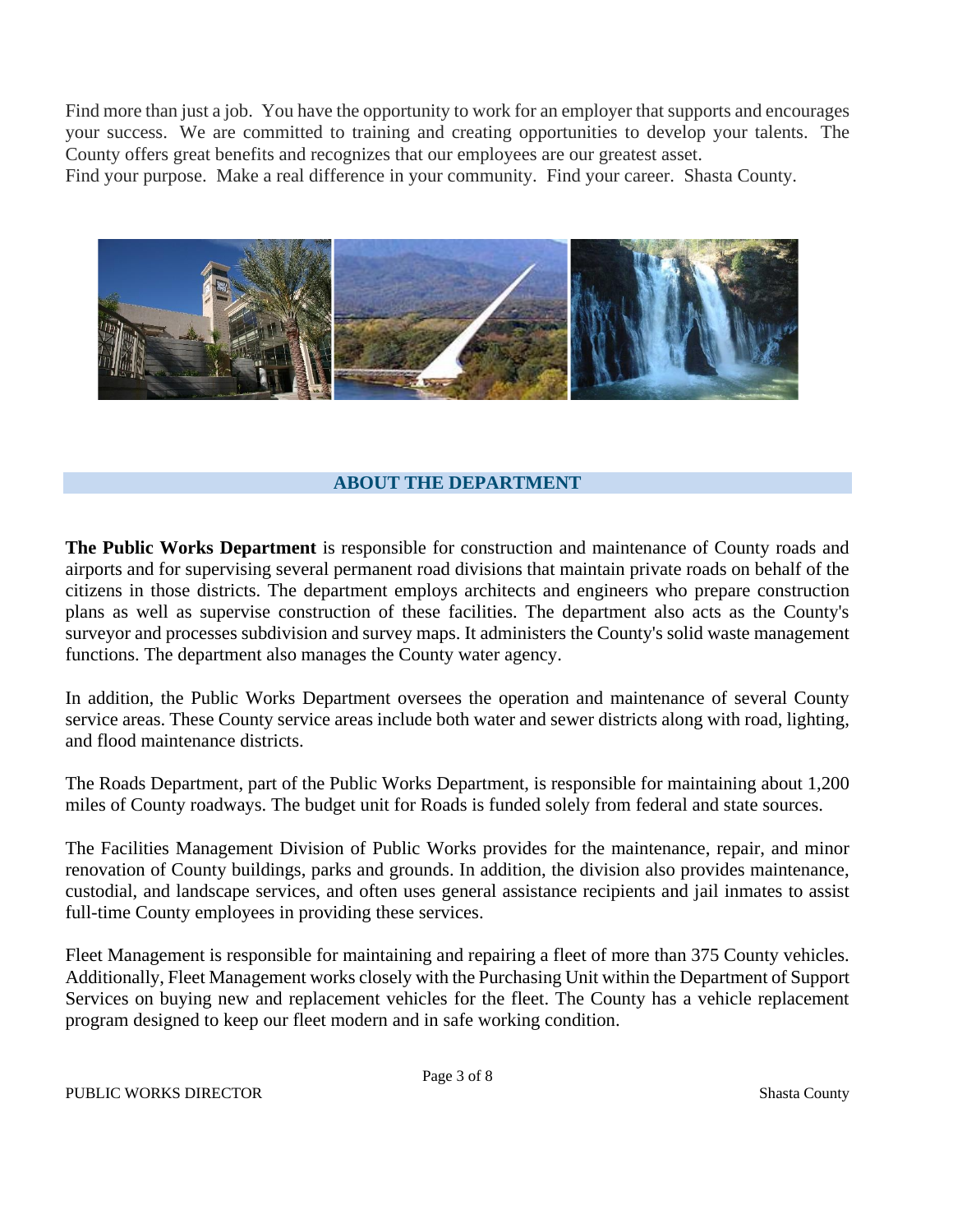Find more than just a job. You have the opportunity to work for an employer that supports and encourages your success. We are committed to training and creating opportunities to develop your talents. The County offers great benefits and recognizes that our employees are our greatest asset.
Find your purpose. Make a real difference in your community. Find your career. Shasta County.

## ABOUT THE DEPARTMENT

**The Public Works Department** is responsible for construction and maintenance of County roads and airports and for supervising several permanent road divisions that maintain private roads on behalf of the citizens in those districts. The department employs architects and engineers who prepare construction plans as well as supervise construction of these facilities. The department also acts as the County's surveyor and processes subdivision and survey maps. It administers the County's solid waste management functions. The department also manages the County water agency.

In addition, the Public Works Department oversees the operation and maintenance of several County service areas. These County service areas include both water and sewer districts along with road, lighting, and flood maintenance districts.

The Roads Department, part of the Public Works Department, is responsible for maintaining about 1,200 miles of County roadways. The budget unit for Roads is funded solely from federal and state sources.

The Facilities Management Division of Public Works provides for the maintenance, repair, and minor renovation of County buildings, parks and grounds. In addition, the division also provides maintenance, custodial, and landscape services, and often uses general assistance recipients and jail inmates to assist full-time County employees in providing these services.

Fleet Management is responsible for maintaining and repairing a fleet of more than 375 County vehicles. Additionally, Fleet Management works closely with the Purchasing Unit within the Department of Support Services on buying new and replacement vehicles for the fleet. The County has a vehicle replacement program designed to keep our fleet modern and in safe working condition.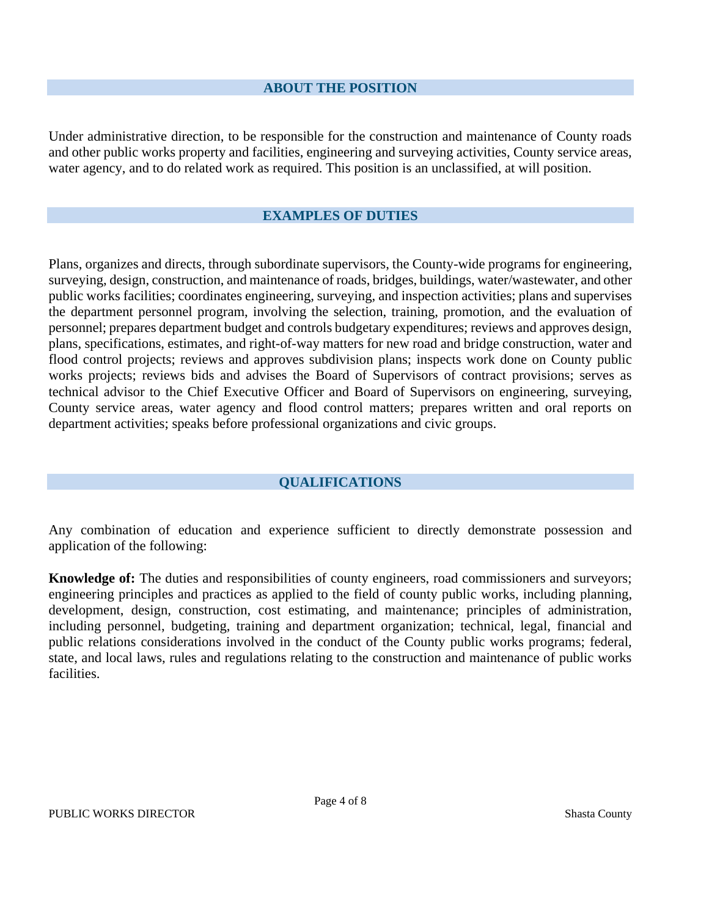## ABOUT THE POSITION

Under administrative direction, to be responsible for the construction and maintenance of County roads and other public works property and facilities, engineering and surveying activities, County service areas, water agency, and to do related work as required. This position is an unclassified, at will position.

## EXAMPLES OF DUTIES

Plans, organizes and directs, through subordinate supervisors, the County-wide programs for engineering, surveying, design, construction, and maintenance of roads, bridges, buildings, water/wastewater, and other public works facilities; coordinates engineering, surveying, and inspection activities; plans and supervises the department personnel program, involving the selection, training, promotion, and the evaluation of personnel; prepares department budget and controls budgetary expenditures; reviews and approves design, plans, specifications, estimates, and right-of-way matters for new road and bridge construction, water and flood control projects; reviews and approves subdivision plans; inspects work done on County public works projects; reviews bids and advises the Board of Supervisors of contract provisions; serves as technical advisor to the Chief Executive Officer and Board of Supervisors on engineering, surveying, County service areas, water agency and flood control matters; prepares written and oral reports on department activities; speaks before professional organizations and civic groups.

## QUALIFICATIONS

Any combination of education and experience sufficient to directly demonstrate possession and application of the following:

**Knowledge of:** The duties and responsibilities of county engineers, road commissioners and surveyors; engineering principles and practices as applied to the field of county public works, including planning, development, design, construction, cost estimating, and maintenance; principles of administration, including personnel, budgeting, training and department organization; technical, legal, financial and public relations considerations involved in the conduct of the County public works programs; federal, state, and local laws, rules and regulations relating to the construction and maintenance of public works facilities.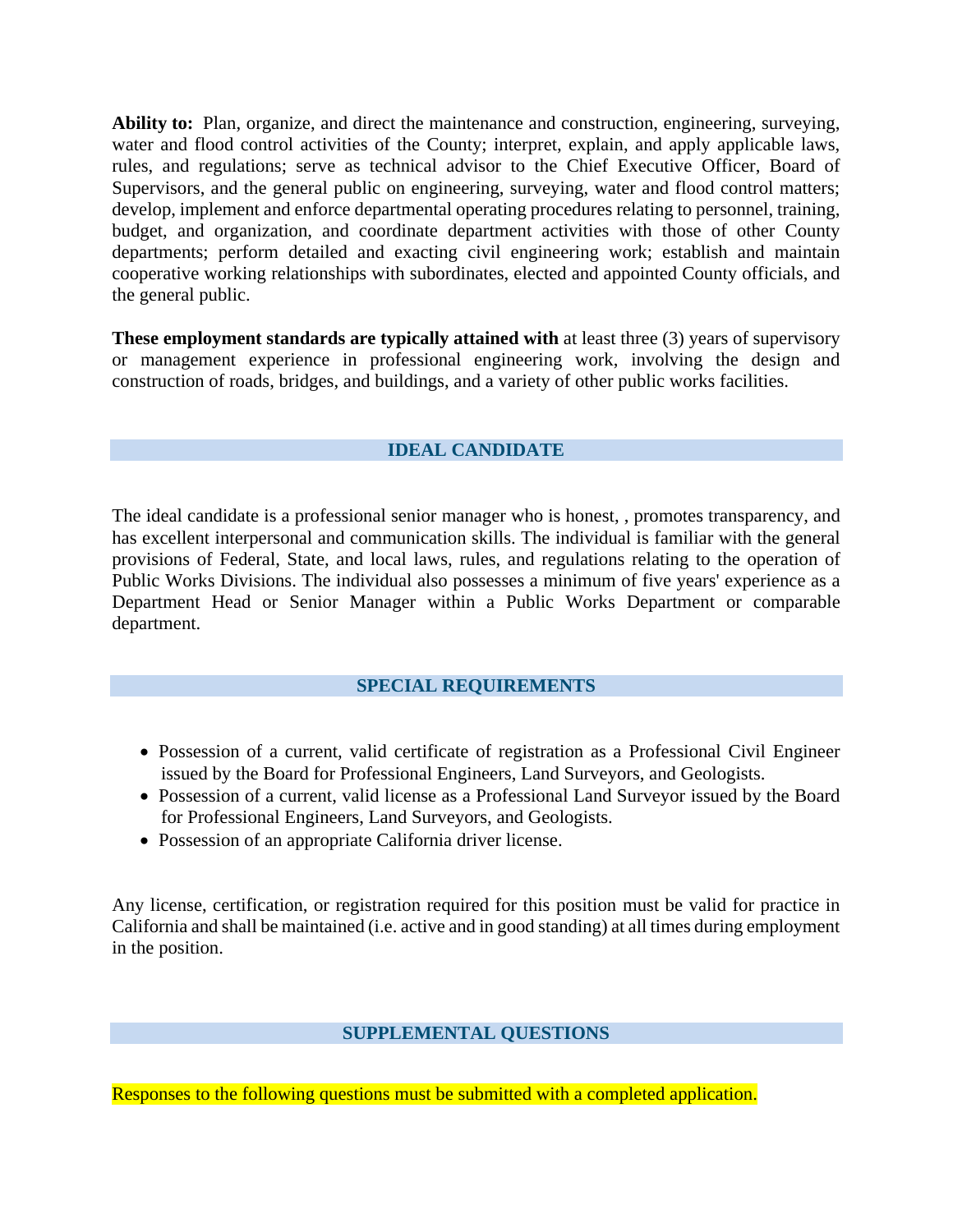**Ability to:** Plan, organize, and direct the maintenance and construction, engineering, surveying, water and flood control activities of the County; interpret, explain, and apply applicable laws, rules, and regulations; serve as technical advisor to the Chief Executive Officer, Board of Supervisors, and the general public on engineering, surveying, water and flood control matters; develop, implement and enforce departmental operating procedures relating to personnel, training, budget, and organization, and coordinate department activities with those of other County departments; perform detailed and exacting civil engineering work; establish and maintain cooperative working relationships with subordinates, elected and appointed County officials, and the general public.

**These employment standards are typically attained with** at least three (3) years of supervisory or management experience in professional engineering work, involving the design and construction of roads, bridges, and buildings, and a variety of other public works facilities.

## IDEAL CANDIDATE

The ideal candidate is a professional senior manager who is honest, , promotes transparency, and has excellent interpersonal and communication skills. The individual is familiar with the general provisions of Federal, State, and local laws, rules, and regulations relating to the operation of Public Works Divisions. The individual also possesses a minimum of five years' experience as a Department Head or Senior Manager within a Public Works Department or comparable department.

## SPECIAL REQUIREMENTS

- Possession of a current, valid certificate of registration as a Professional Civil Engineer issued by the Board for Professional Engineers, Land Surveyors, and Geologists.
- Possession of a current, valid license as a Professional Land Surveyor issued by the Board for Professional Engineers, Land Surveyors, and Geologists.
- Possession of an appropriate California driver license.

Any license, certification, or registration required for this position must be valid for practice in California and shall be maintained (i.e. active and in good standing) at all times during employment in the position.

## SUPPLEMENTAL QUESTIONS

Responses to the following questions must be submitted with a completed application.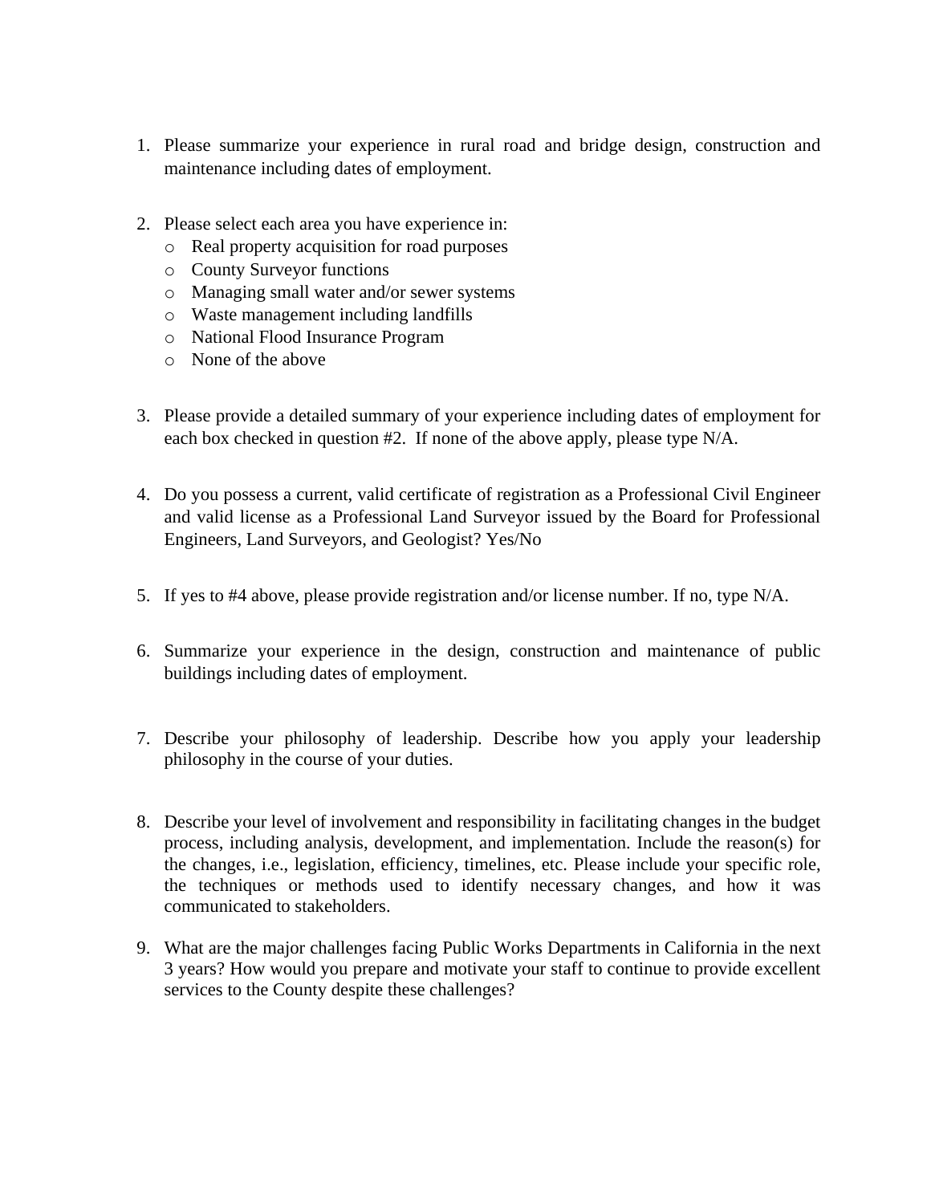1. Please summarize your experience in rural road and bridge design, construction and maintenance including dates of employment.

2. Please select each area you have experience in:
   - Real property acquisition for road purposes
   - County Surveyor functions
   - Managing small water and/or sewer systems
   - Waste management including landfills
   - National Flood Insurance Program
   - None of the above

3. Please provide a detailed summary of your experience including dates of employment for each box checked in question #2. If none of the above apply, please type N/A.

4. Do you possess a current, valid certificate of registration as a Professional Civil Engineer and valid license as a Professional Land Surveyor issued by the Board for Professional Engineers, Land Surveyors, and Geologist? Yes/No

5. If yes to #4 above, please provide registration and/or license number. If no, type N/A.

6. Summarize your experience in the design, construction and maintenance of public buildings including dates of employment.

7. Describe your philosophy of leadership. Describe how you apply your leadership philosophy in the course of your duties.

8. Describe your level of involvement and responsibility in facilitating changes in the budget process, including analysis, development, and implementation. Include the reason(s) for the changes, i.e., legislation, efficiency, timelines, etc. Please include your specific role, the techniques or methods used to identify necessary changes, and how it was communicated to stakeholders.

9. What are the major challenges facing Public Works Departments in California in the next 3 years? How would you prepare and motivate your staff to continue to provide excellent services to the County despite these challenges?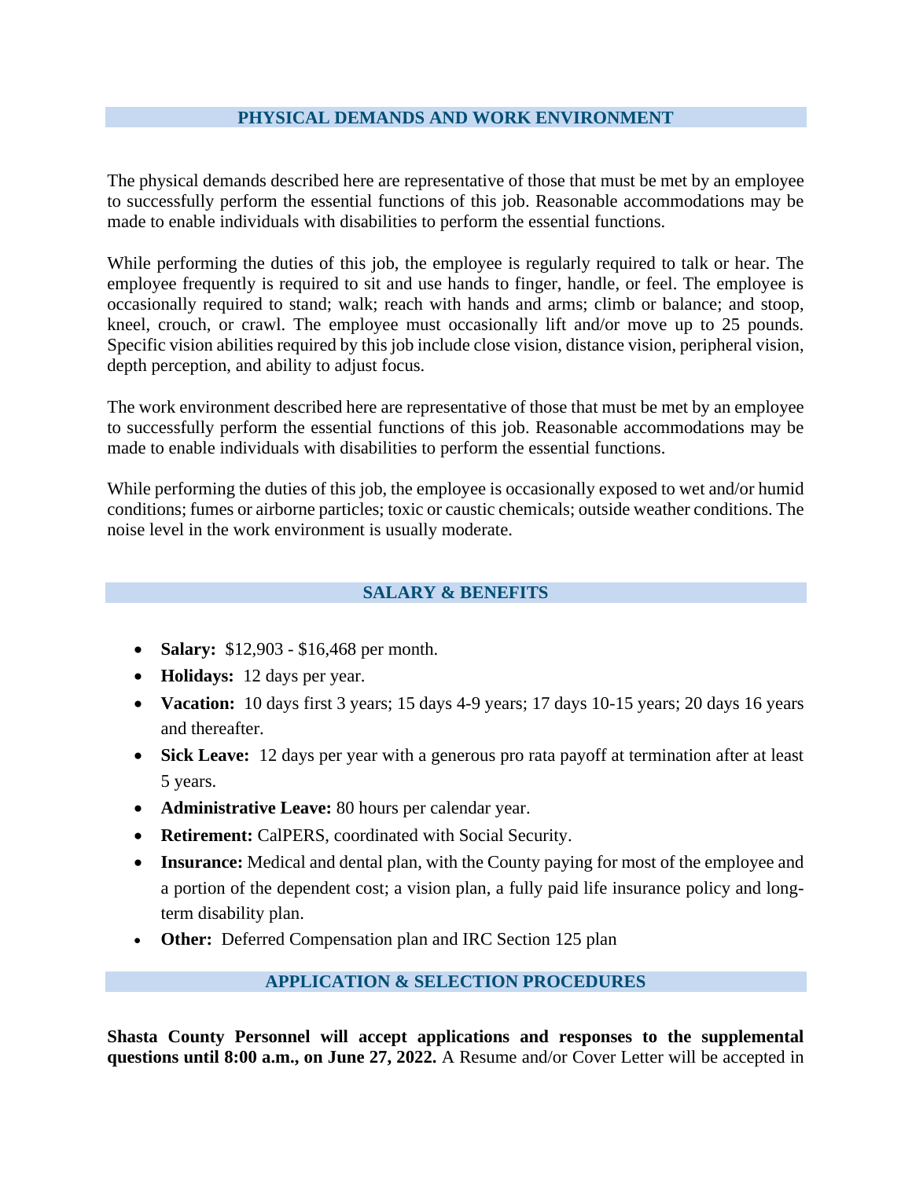## PHYSICAL DEMANDS AND WORK ENVIRONMENT

The physical demands described here are representative of those that must be met by an employee to successfully perform the essential functions of this job. Reasonable accommodations may be made to enable individuals with disabilities to perform the essential functions.

While performing the duties of this job, the employee is regularly required to talk or hear. The employee frequently is required to sit and use hands to finger, handle, or feel. The employee is occasionally required to stand; walk; reach with hands and arms; climb or balance; and stoop, kneel, crouch, or crawl. The employee must occasionally lift and/or move up to 25 pounds. Specific vision abilities required by this job include close vision, distance vision, peripheral vision, depth perception, and ability to adjust focus.

The work environment described here are representative of those that must be met by an employee to successfully perform the essential functions of this job. Reasonable accommodations may be made to enable individuals with disabilities to perform the essential functions.

While performing the duties of this job, the employee is occasionally exposed to wet and/or humid conditions; fumes or airborne particles; toxic or caustic chemicals; outside weather conditions. The noise level in the work environment is usually moderate.

## SALARY & BENEFITS

- **Salary:** $12,903 - $16,468 per month.
- **Holidays:** 12 days per year.
- **Vacation:** 10 days first 3 years; 15 days 4-9 years; 17 days 10-15 years; 20 days 16 years and thereafter.
- **Sick Leave:** 12 days per year with a generous pro rata payoff at termination after at least 5 years.
- **Administrative Leave:** 80 hours per calendar year.
- **Retirement:** CalPERS, coordinated with Social Security.
- **Insurance:** Medical and dental plan, with the County paying for most of the employee and a portion of the dependent cost; a vision plan, a fully paid life insurance policy and long-term disability plan.
- **Other:** Deferred Compensation plan and IRC Section 125 plan

## APPLICATION & SELECTION PROCEDURES

**Shasta County Personnel will accept applications and responses to the supplemental questions until 8:00 a.m., on June 27, 2022.** A Resume and/or Cover Letter will be accepted in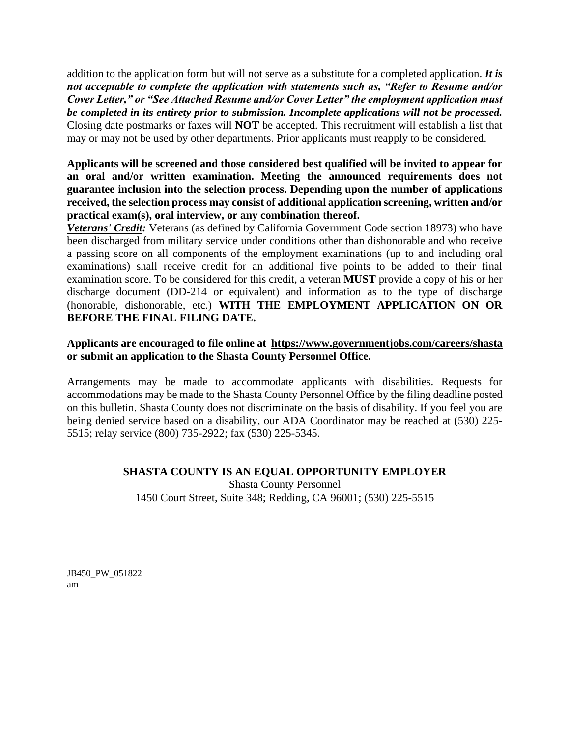addition to the application form but will not serve as a substitute for a completed application. ***It is not acceptable to complete the application with statements such as, "Refer to Resume and/or Cover Letter," or "See Attached Resume and/or Cover Letter" the employment application must be completed in its entirety prior to submission. Incomplete applications will not be processed.*** Closing date postmarks or faxes will **NOT** be accepted. This recruitment will establish a list that may or may not be used by other departments. Prior applicants must reapply to be considered.

**Applicants will be screened and those considered best qualified will be invited to appear for an oral and/or written examination. Meeting the announced requirements does not guarantee inclusion into the selection process. Depending upon the number of applications received, the selection process may consist of additional application screening, written and/or practical exam(s), oral interview, or any combination thereof.**

***Veterans' Credit:*** Veterans (as defined by California Government Code section 18973) who have been discharged from military service under conditions other than dishonorable and who receive a passing score on all components of the employment examinations (up to and including oral examinations) shall receive credit for an additional five points to be added to their final examination score. To be considered for this credit, a veteran **MUST** provide a copy of his or her discharge document (DD-214 or equivalent) and information as to the type of discharge (honorable, dishonorable, etc.) **WITH THE EMPLOYMENT APPLICATION ON OR BEFORE THE FINAL FILING DATE.**

**Applicants are encouraged to file online at https://www.governmentjobs.com/careers/shasta or submit an application to the Shasta County Personnel Office.**

Arrangements may be made to accommodate applicants with disabilities. Requests for accommodations may be made to the Shasta County Personnel Office by the filing deadline posted on this bulletin. Shasta County does not discriminate on the basis of disability. If you feel you are being denied service based on a disability, our ADA Coordinator may be reached at (530) 225-5515; relay service (800) 735-2922; fax (530) 225-5345.

**SHASTA COUNTY IS AN EQUAL OPPORTUNITY EMPLOYER**

Shasta County Personnel

1450 Court Street, Suite 348; Redding, CA 96001; (530) 225-5515

JB450_PW_051822
am